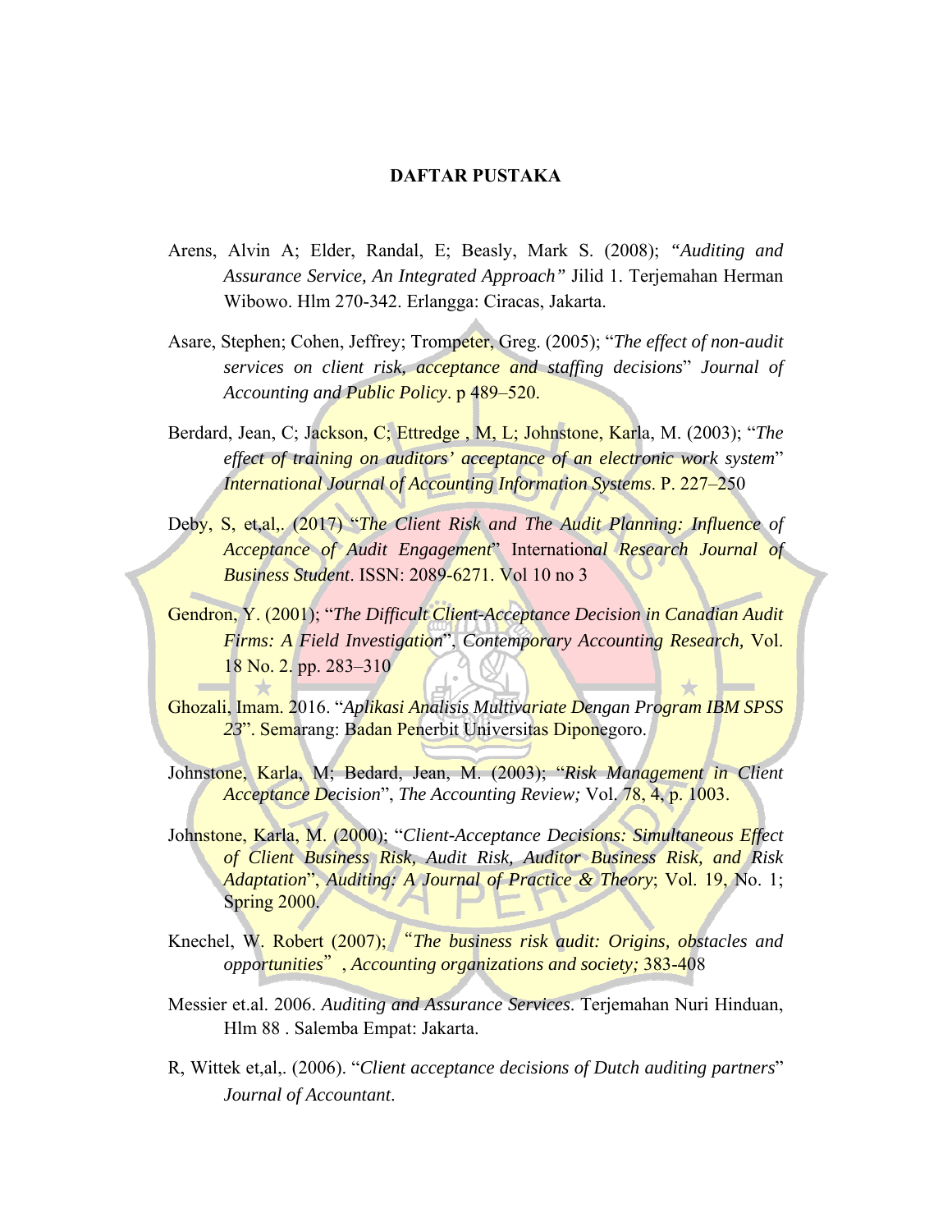# DAFTAR PUSTAKA

Arens, Alvin A; Elder, Randal, E; Beasly, Mark S. (2008); *"Auditing and Assurance Service, An Integrated Approach"* Jilid 1. Terjemahan Herman Wibowo. Hlm 270-342. Erlangga: Ciracas, Jakarta.

Asare, Stephen; Cohen, Jeffrey; Trompeter, Greg. (2005); "*The effect of non-audit services on client risk, acceptance and staffing decisions*" *Journal of Accounting and Public Policy*. p 489–520.

Berdard, Jean, C; Jackson, C; Ettredge , M, L; Johnstone, Karla, M. (2003); "*The effect of training on auditors' acceptance of an electronic work system*" *International Journal of Accounting Information Systems*. P. 227–250

Deby, S, et,al,. (2017) "*The Client Risk and The Audit Planning: Influence of Acceptance of Audit Engagement*" International *Research Journal of Business Student*. ISSN: 2089-6271. Vol 10 no 3

Gendron, Y. (2001); "*The Difficult Client-Acceptance Decision in Canadian Audit Firms: A Field Investigation*", *Contemporary Accounting Research,* Vol. 18 No. 2. pp. 283–310

Ghozali, Imam. 2016. "*Aplikasi Analisis Multivariate Dengan Program IBM SPSS 23*". Semarang: Badan Penerbit Universitas Diponegoro.

Johnstone, Karla, M; Bedard, Jean, M. (2003); "*Risk Management in Client Acceptance Decision*", *The Accounting Review;* Vol. 78, 4, p. 1003.

Johnstone, Karla, M. (2000); "*Client-Acceptance Decisions: Simultaneous Effect of Client Business Risk, Audit Risk, Auditor Business Risk, and Risk Adaptation*", *Auditing: A Journal of Practice & Theory*; Vol. 19, No. 1; Spring 2000.

Knechel, W. Robert (2007); "*The business risk audit: Origins, obstacles and opportunities*", *Accounting organizations and society;* 383-408

Messier et.al. 2006. *Auditing and Assurance Services*. Terjemahan Nuri Hinduan, Hlm 88 . Salemba Empat: Jakarta.

R, Wittek et,al,. (2006). "*Client acceptance decisions of Dutch auditing partners*" *Journal of Accountant*.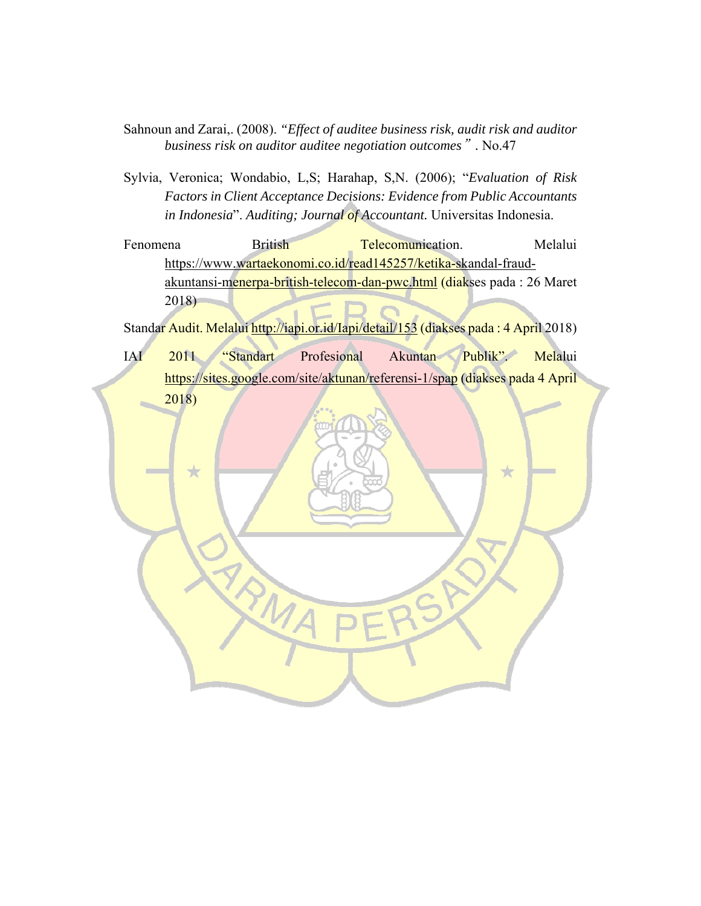Sahnoun and Zarai,. (2008). *"Effect of auditee business risk, audit risk and auditor business risk on auditor auditee negotiation outcomes"* . No.47

Sylvia, Veronica; Wondabio, L,S; Harahap, S,N. (2006); "*Evaluation of Risk Factors in Client Acceptance Decisions: Evidence from Public Accountants in Indonesia*". *Auditing; Journal of Accountant.* Universitas Indonesia.

Fenomena British Telecomunication. Melalui https://www.wartaekonomi.co.id/read145257/ketika-skandal-fraud-akuntansi-menerpa-british-telecom-dan-pwc.html (diakses pada : 26 Maret 2018)

Standar Audit. Melalui http://iapi.or.id/Iapi/detail/153 (diakses pada : 4 April 2018)

IAI 2011 "Standart Profesional Akuntan Publik". Melalui https://sites.google.com/site/aktunan/referensi-1/spap (diakses pada 4 April 2018)